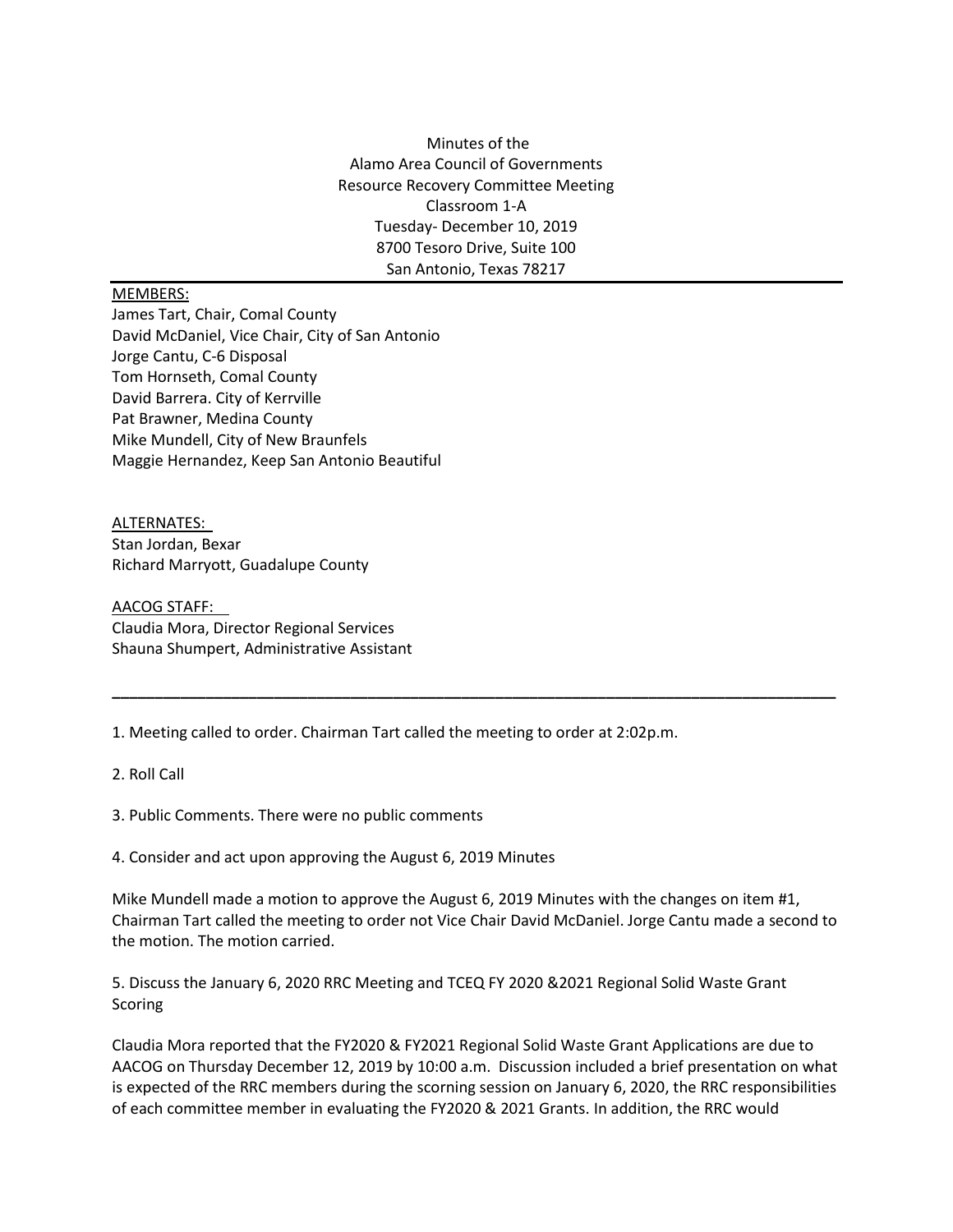Minutes of the
Alamo Area Council of Governments
Resource Recovery Committee Meeting
Classroom 1-A
Tuesday- December 10, 2019
8700 Tesoro Drive, Suite 100
San Antonio, Texas 78217

MEMBERS:
James Tart, Chair, Comal County
David McDaniel, Vice Chair, City of San Antonio
Jorge Cantu, C-6 Disposal
Tom Hornseth, Comal County
David Barrera. City of Kerrville
Pat Brawner, Medina County
Mike Mundell, City of New Braunfels
Maggie Hernandez, Keep San Antonio Beautiful

ALTERNATES:
Stan Jordan, Bexar
Richard Marryott, Guadalupe County

AACOG STAFF:
Claudia Mora, Director Regional Services
Shauna Shumpert, Administrative Assistant

---

1. Meeting called to order. Chairman Tart called the meeting to order at 2:02p.m.

2. Roll Call

3. Public Comments. There were no public comments

4. Consider and act upon approving the August 6, 2019 Minutes

Mike Mundell made a motion to approve the August 6, 2019 Minutes with the changes on item #1, Chairman Tart called the meeting to order not Vice Chair David McDaniel. Jorge Cantu made a second to the motion. The motion carried.

5. Discuss the January 6, 2020 RRC Meeting and TCEQ FY 2020 &2021 Regional Solid Waste Grant Scoring

Claudia Mora reported that the FY2020 & FY2021 Regional Solid Waste Grant Applications are due to AACOG on Thursday December 12, 2019 by 10:00 a.m. Discussion included a brief presentation on what is expected of the RRC members during the scorning session on January 6, 2020, the RRC responsibilities of each committee member in evaluating the FY2020 & 2021 Grants. In addition, the RRC would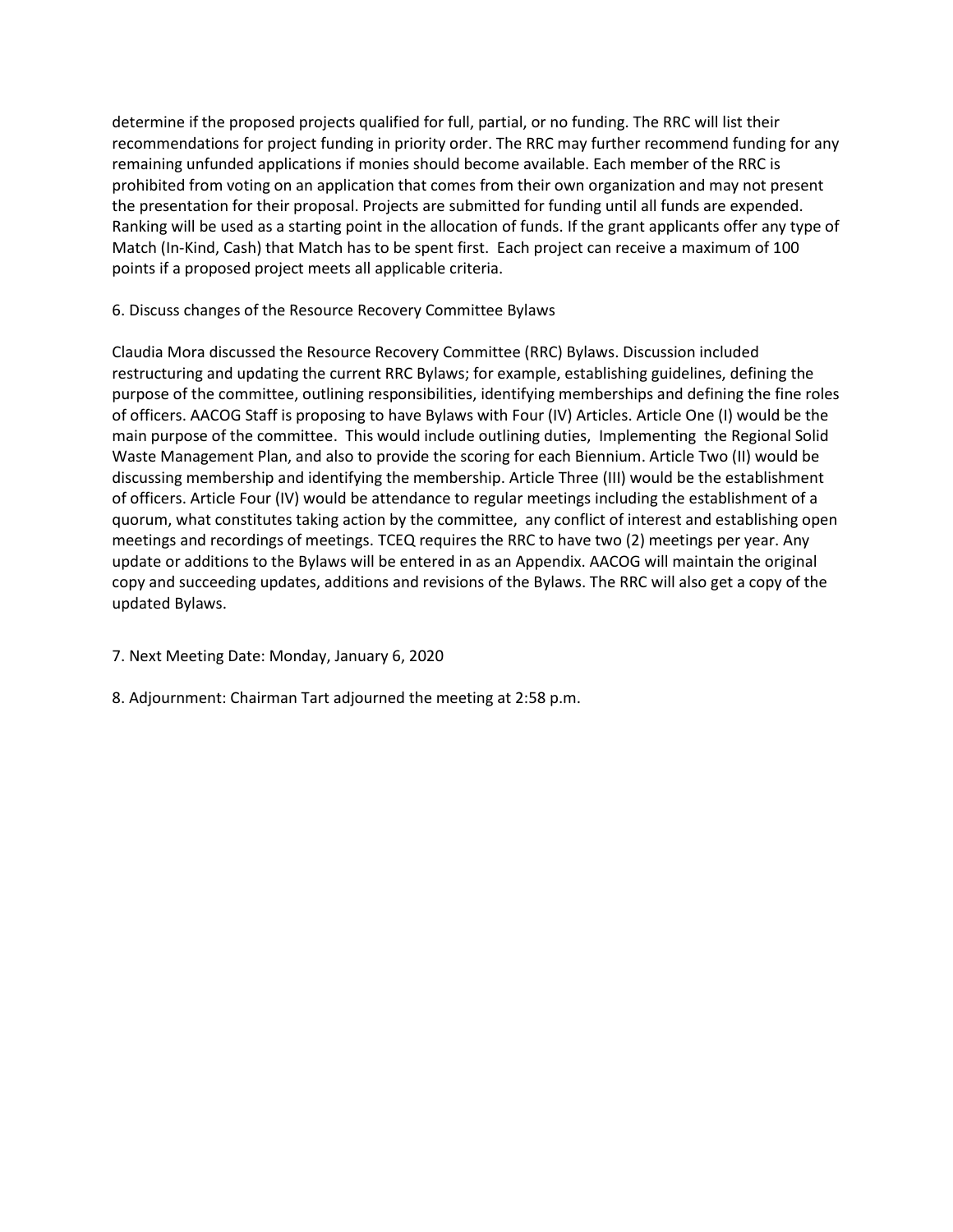determine if the proposed projects qualified for full, partial, or no funding. The RRC will list their recommendations for project funding in priority order. The RRC may further recommend funding for any remaining unfunded applications if monies should become available. Each member of the RRC is prohibited from voting on an application that comes from their own organization and may not present the presentation for their proposal. Projects are submitted for funding until all funds are expended. Ranking will be used as a starting point in the allocation of funds. If the grant applicants offer any type of Match (In-Kind, Cash) that Match has to be spent first. Each project can receive a maximum of 100 points if a proposed project meets all applicable criteria.

6. Discuss changes of the Resource Recovery Committee Bylaws

Claudia Mora discussed the Resource Recovery Committee (RRC) Bylaws. Discussion included restructuring and updating the current RRC Bylaws; for example, establishing guidelines, defining the purpose of the committee, outlining responsibilities, identifying memberships and defining the fine roles of officers. AACOG Staff is proposing to have Bylaws with Four (IV) Articles. Article One (I) would be the main purpose of the committee. This would include outlining duties, Implementing the Regional Solid Waste Management Plan, and also to provide the scoring for each Biennium. Article Two (II) would be discussing membership and identifying the membership. Article Three (III) would be the establishment of officers. Article Four (IV) would be attendance to regular meetings including the establishment of a quorum, what constitutes taking action by the committee, any conflict of interest and establishing open meetings and recordings of meetings. TCEQ requires the RRC to have two (2) meetings per year. Any update or additions to the Bylaws will be entered in as an Appendix. AACOG will maintain the original copy and succeeding updates, additions and revisions of the Bylaws. The RRC will also get a copy of the updated Bylaws.

7. Next Meeting Date: Monday, January 6, 2020

8. Adjournment: Chairman Tart adjourned the meeting at 2:58 p.m.